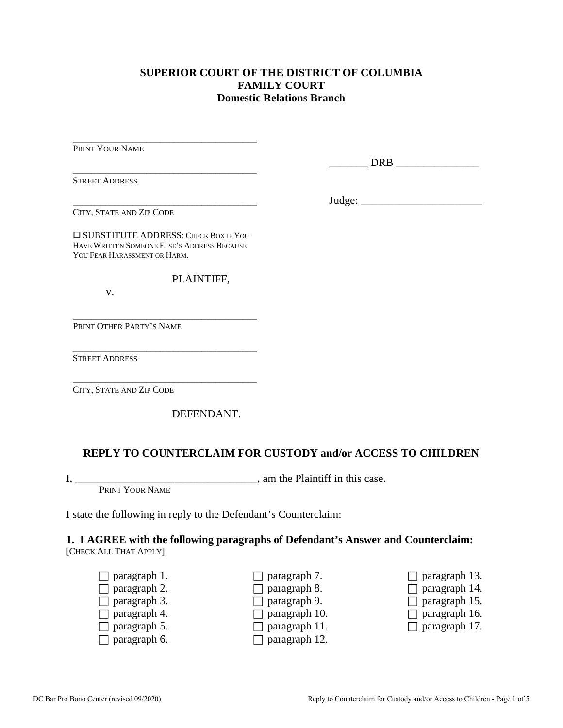**SUPERIOR COURT OF THE DISTRICT OF COLUMBIA**
**FAMILY COURT**
**Domestic Relations Branch**

_____________________________________
PRINT YOUR NAME

_____________________________________
STREET ADDRESS

_____________________________________
CITY, STATE AND ZIP CODE

☐ SUBSTITUTE ADDRESS: CHECK BOX IF YOU HAVE WRITTEN SOMEONE ELSE'S ADDRESS BECAUSE YOU FEAR HARASSMENT OR HARM.

PLAINTIFF,

v.

_____________________________________
PRINT OTHER PARTY'S NAME

_____________________________________
STREET ADDRESS

_____________________________________
CITY, STATE AND ZIP CODE

DEFENDANT.

_______ DRB _______________

Judge: ______________________

## REPLY TO COUNTERCLAIM FOR CUSTODY and/or ACCESS TO CHILDREN

I, _________________________________, am the Plaintiff in this case.
PRINT YOUR NAME

I state the following in reply to the Defendant's Counterclaim:

**1. I AGREE with the following paragraphs of Defendant's Answer and Counterclaim:**
[CHECK ALL THAT APPLY]

☐ paragraph 1.
☐ paragraph 2.
☐ paragraph 3.
☐ paragraph 4.
☐ paragraph 5.
☐ paragraph 6.
☐ paragraph 7.
☐ paragraph 8.
☐ paragraph 9.
☐ paragraph 10.
☐ paragraph 11.
☐ paragraph 12.
☐ paragraph 13.
☐ paragraph 14.
☐ paragraph 15.
☐ paragraph 16.
☐ paragraph 17.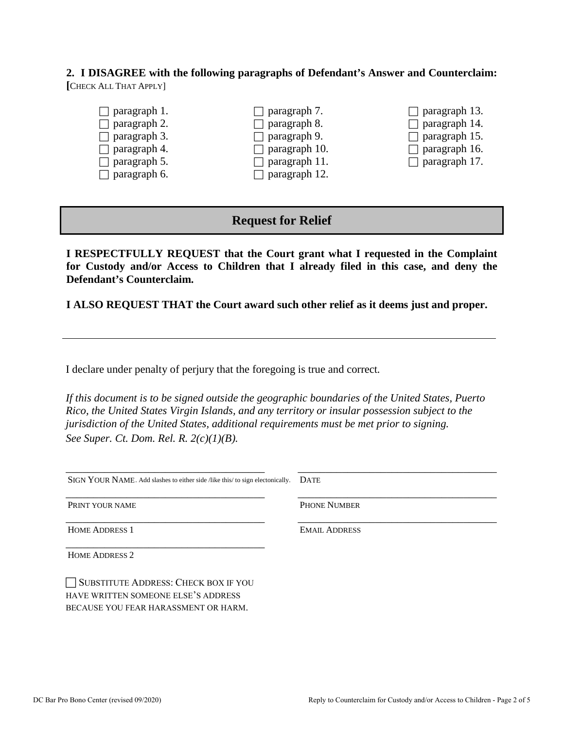**2. I DISAGREE with the following paragraphs of Defendant's Answer and Counterclaim:**
[CHECK ALL THAT APPLY]

- ☐ paragraph 1.
- ☐ paragraph 2.
- ☐ paragraph 3.
- ☐ paragraph 4.
- ☐ paragraph 5.
- ☐ paragraph 6.
- ☐ paragraph 7.
- ☐ paragraph 8.
- ☐ paragraph 9.
- ☐ paragraph 10.
- ☐ paragraph 11.
- ☐ paragraph 12.
- ☐ paragraph 13.
- ☐ paragraph 14.
- ☐ paragraph 15.
- ☐ paragraph 16.
- ☐ paragraph 17.

## Request for Relief

**I RESPECTFULLY REQUEST that the Court grant what I requested in the Complaint for Custody and/or Access to Children that I already filed in this case, and deny the Defendant's Counterclaim.**

**I ALSO REQUEST THAT the Court award such other relief as it deems just and proper.**

---

I declare under penalty of perjury that the foregoing is true and correct.

*If this document is to be signed outside the geographic boundaries of the United States, Puerto Rico, the United States Virgin Islands, and any territory or insular possession subject to the jurisdiction of the United States, additional requirements must be met prior to signing. See Super. Ct. Dom. Rel. R. 2(c)(1)(B).*

| | |
|---|---|
| ______________________________________ | ______________________________________ |
| SIGN YOUR NAME. Add slashes to either side /like this/ to sign electonically. | DATE |
| ______________________________________ | ______________________________________ |
| PRINT YOUR NAME | PHONE NUMBER |
| ______________________________________ | ______________________________________ |
| HOME ADDRESS 1 | EMAIL ADDRESS |
| ______________________________________ | |
| HOME ADDRESS 2 | |

☐ SUBSTITUTE ADDRESS: CHECK BOX IF YOU HAVE WRITTEN SOMEONE ELSE'S ADDRESS BECAUSE YOU FEAR HARASSMENT OR HARM.

DC Bar Pro Bono Center (revised 09/2020)

Reply to Counterclaim for Custody and/or Access to Children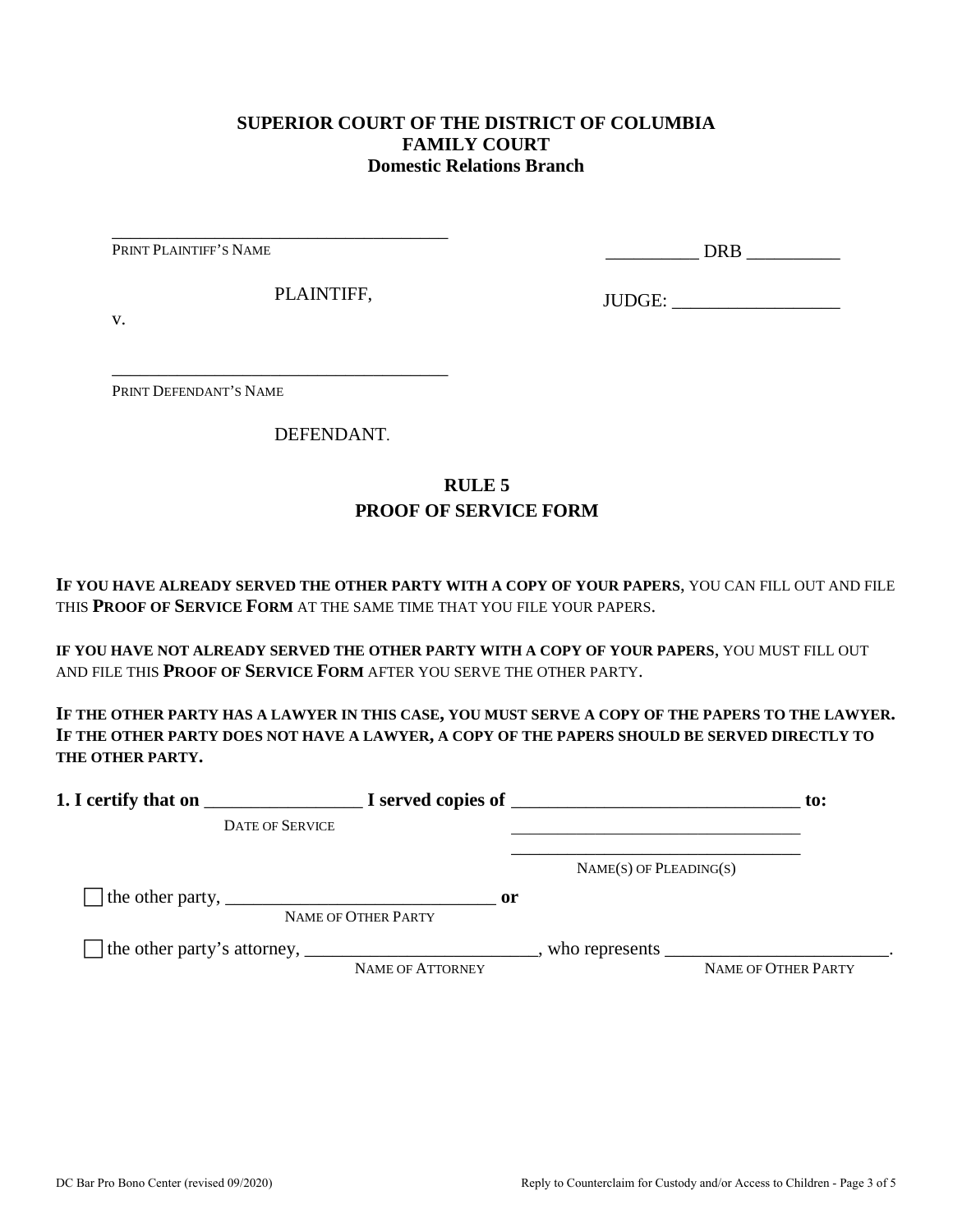**SUPERIOR COURT OF THE DISTRICT OF COLUMBIA**
**FAMILY COURT**
**Domestic Relations Branch**

_____________________________________
PRINT PLAINTIFF'S NAME

PLAINTIFF,

v.

_____________________________________
PRINT DEFENDANT'S NAME

DEFENDANT.

__________ DRB __________

JUDGE: __________________

## RULE 5
## PROOF OF SERVICE FORM

**IF YOU HAVE ALREADY SERVED THE OTHER PARTY WITH A COPY OF YOUR PAPERS**, YOU CAN FILL OUT AND FILE THIS **PROOF OF SERVICE FORM** AT THE SAME TIME THAT YOU FILE YOUR PAPERS.

**IF YOU HAVE NOT ALREADY SERVED THE OTHER PARTY WITH A COPY OF YOUR PAPERS**, YOU MUST FILL OUT AND FILE THIS **PROOF OF SERVICE FORM** AFTER YOU SERVE THE OTHER PARTY.

**IF THE OTHER PARTY HAS A LAWYER IN THIS CASE, YOU MUST SERVE A COPY OF THE PAPERS TO THE LAWYER. IF THE OTHER PARTY DOES NOT HAVE A LAWYER, A COPY OF THE PAPERS SHOULD BE SERVED DIRECTLY TO THE OTHER PARTY.**

**1. I certify that on** _________________ **I served copies of** _______________________________ **to:**
DATE OF SERVICE
_________________________________
_________________________________
NAME(S) OF PLEADING(S)

☐ the other party, _____________________________ **or**
NAME OF OTHER PARTY

☐ the other party's attorney, _________________________, who represents ________________________.
NAME OF ATTORNEY NAME OF OTHER PARTY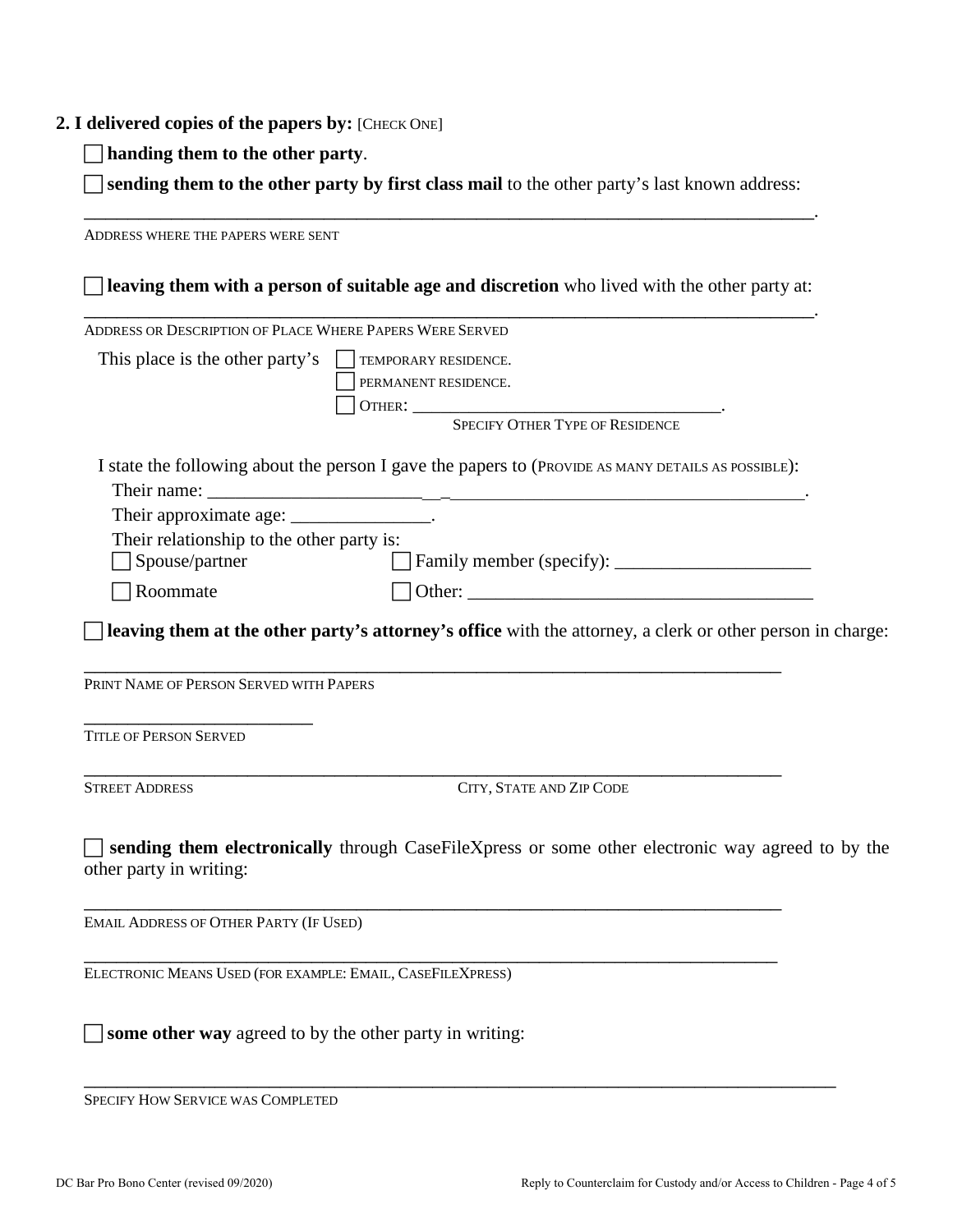**2. I delivered copies of the papers by:** [CHECK ONE]

☐ **handing them to the other party**.

☐ **sending them to the other party by first class mail** to the other party's last known address:

_______________________________________________________________________________.
ADDRESS WHERE THE PAPERS WERE SENT

☐ **leaving them with a person of suitable age and discretion** who lived with the other party at:

_______________________________________________________________________________.
ADDRESS OR DESCRIPTION OF PLACE WHERE PAPERS WERE SERVED

This place is the other party's ☐ TEMPORARY RESIDENCE.
☐ PERMANENT RESIDENCE.
☐ OTHER: ___________________________________.
SPECIFY OTHER TYPE OF RESIDENCE

I state the following about the person I gave the papers to (PROVIDE AS MANY DETAILS AS POSSIBLE):

Their name: ___________________________________________________________________.

Their approximate age: _______________.

Their relationship to the other party is:

☐ Spouse/partner ☐ Family member (specify): _____________________

☐ Roommate ☐ Other: ______________________________________

☐ **leaving them at the other party's attorney's office** with the attorney, a clerk or other person in charge:

_____________________________________________________________________________
PRINT NAME OF PERSON SERVED WITH PAPERS

__________________________
TITLE OF PERSON SERVED

_____________________________________________________________________________
STREET ADDRESS CITY, STATE AND ZIP CODE

☐ **sending them electronically** through CaseFileXpress or some other electronic way agreed to by the other party in writing:

_____________________________________________________________________________
EMAIL ADDRESS OF OTHER PARTY (IF USED)

_____________________________________________________________________________
ELECTRONIC MEANS USED (FOR EXAMPLE: EMAIL, CASEFILEXPRESS)

☐ **some other way** agreed to by the other party in writing:

_______________________________________________________________________________
SPECIFY HOW SERVICE WAS COMPLETED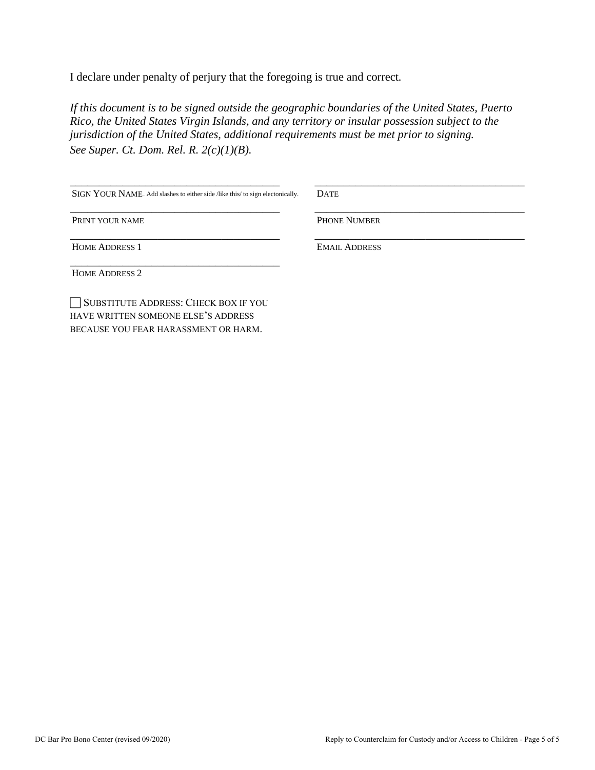I declare under penalty of perjury that the foregoing is true and correct.

*If this document is to be signed outside the geographic boundaries of the United States, Puerto Rico, the United States Virgin Islands, and any territory or insular possession subject to the jurisdiction of the United States, additional requirements must be met prior to signing. See Super. Ct. Dom. Rel. R. 2(c)(1)(B).*

| | |
|---|---|
| ______________________________ | ______________________________ |
| SIGN YOUR NAME. Add slashes to either side /like this/ to sign electonically. | DATE |
| ______________________________ | ______________________________ |
| PRINT YOUR NAME | PHONE NUMBER |
| ______________________________ | ______________________________ |
| HOME ADDRESS 1 | EMAIL ADDRESS |
| ______________________________ | |
| HOME ADDRESS 2 | |

☐ SUBSTITUTE ADDRESS: CHECK BOX IF YOU HAVE WRITTEN SOMEONE ELSE'S ADDRESS BECAUSE YOU FEAR HARASSMENT OR HARM.